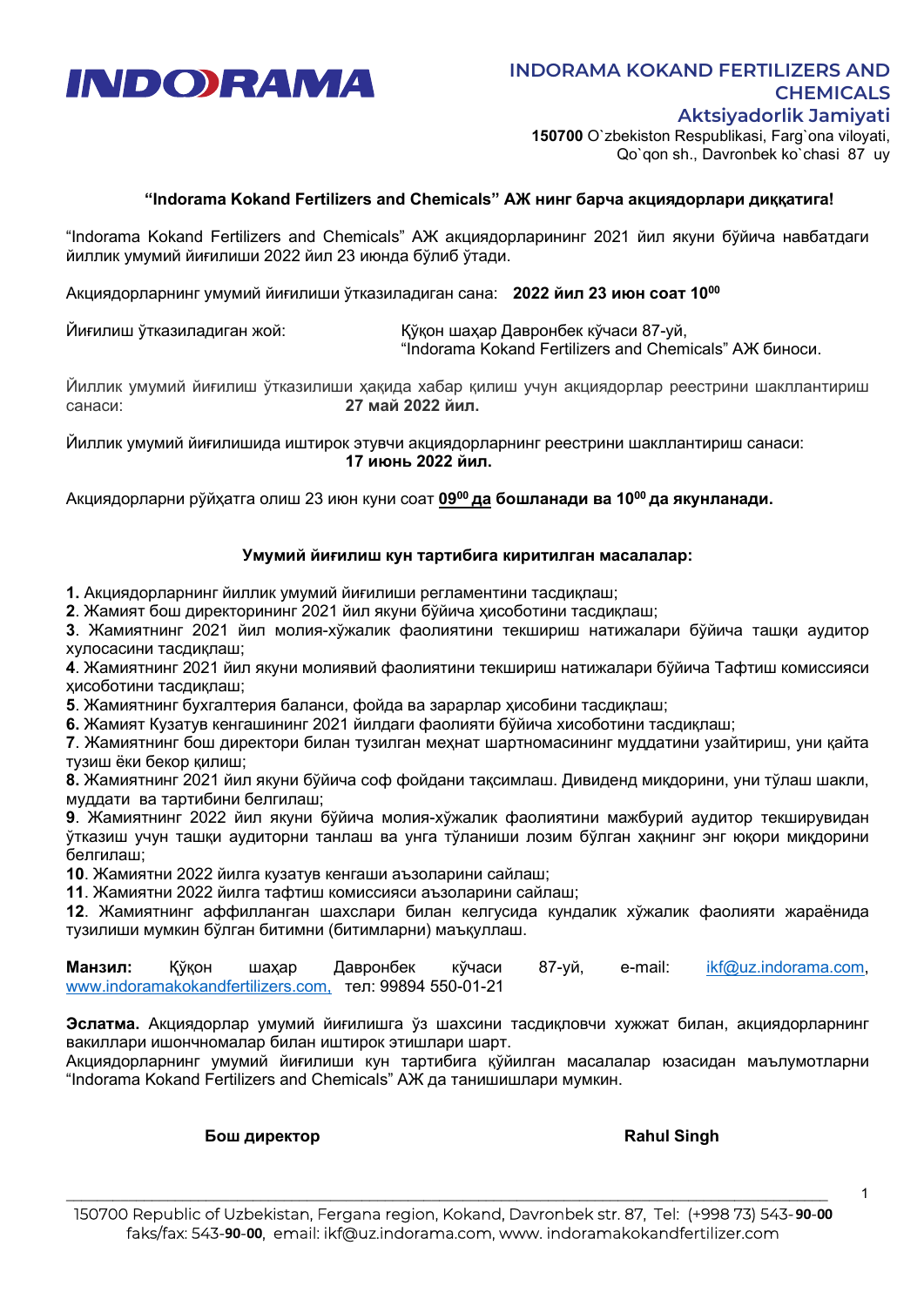**INDORAMA**

**INDORAMA KOKAND FERTILIZERS AND CHEMICALS**
**Aktsiyadorlik Jamiyati**
**150700** O`zbekiston Respublikasi, Farg`ona viloyati, Qo`qon sh., Davronbek ko`chasi 87 uy

### "Indorama Kokand Fertilizers and Chemicals" АЖ нинг барча акциядорлари диққатига!

"Indorama Kokand Fertilizers and Chemicals" АЖ акциядорларининг 2021 йил якуни бўйича навбатдаги йиллик умумий йиғилиши 2022 йил 23 июнда бўлиб ўтади.

Акциядорларнинг умумий йиғилиши ўтказиладиган сана: **2022 йил 23 июн соат 10⁰⁰**

Йиғилиш ўтказиладиган жой: Қўқон шаҳар Давронбек кўчаси 87-уй, "Indorama Kokand Fertilizers and Chemicals" АЖ биноси.

Йиллик умумий йиғилиш ўтказилиши ҳақида хабар қилиш учун акциядорлар реестрини шакллантириш санаси: **27 май 2022 йил.**

Йиллик умумий йиғилишда иштирок этувчи акциядорларнинг реестрини шакллантириш санаси: **17 июнь 2022 йил.**

Акциядорларни рўйхатга олиш 23 июн куни соат **<u>09⁰⁰ да</u> бошланади ва 10⁰⁰ да якунланади.**

### Умумий йиғилиш кун тартибига киритилган масалалар:

**1.** Акциядорларнинг йиллик умумий йиғилиши регламентини тасдиқлаш;
**2**. Жамият бош директорининг 2021 йил якуни бўйича ҳисоботини тасдиқлаш;
**3**. Жамиятнинг 2021 йил молия-хўжалик фаолиятини текшириш натижалари бўйича ташқи аудитор хулосасини тасдиқлаш;
**4**. Жамиятнинг 2021 йил якуни молиявий фаолиятини текшириш натижалари бўйича Тафтиш комиссияси ҳисоботини тасдиқлаш;
**5**. Жамиятнинг бухгалтерия баланси, фойда ва зарарлар ҳисобини тасдиқлаш;
**6.** Жамият Кузатув кенгашининг 2021 йилдаги фаолияти бўйича хисоботини тасдиқлаш;
**7**. Жамиятнинг бош директори билан тузилган меҳнат шартномасининг муддатини узайтириш, уни қайта тузиш ёки бекор қилиш;
**8.** Жамиятнинг 2021 йил якуни бўйича соф фойдани тақсимлаш. Дивиденд миқдорини, уни тўлаш шакли, муддати ва тартибини белгилаш;
**9**. Жамиятнинг 2022 йил якуни бўйича молия-хўжалик фаолиятини мажбурий аудитор текширувидан ўтказиш учун ташқи аудиторни танлаш ва унга тўланиши лозим бўлган хақнинг энг юқори миқдорини белгилаш;
**10**. Жамиятни 2022 йилга кузатув кенгаши аъзоларини сайлаш;
**11**. Жамиятни 2022 йилга тафтиш комиссияси аъзоларини сайлаш;
**12**. Жамиятнинг аффилланган шахслари билан келгусида кундалик хўжалик фаолияти жараёнида тузилиши мумкин бўлган битимни (битимларни) маъқуллаш.

**Манзил:** Қўқон шаҳар Давронбек кўчаси 87-уй, e-mail: ikf@uz.indorama.com, www.indoramakokandfertilizers.com, тел: 99894 550-01-21

**Эслатма.** Акциядорлар умумий йиғилишга ўз шахсини тасдиқловчи хужжат билан, акциядорларнинг вакиллари ишончномалар билан иштирок этишлари шарт.
Акциядорларнинг умумий йиғилиши кун тартибига қўйилган масалалар юзасидан маълумотларни "Indorama Kokand Fertilizers and Chemicals" АЖ да танишишлари мумкин.

**Бош директор** **Rahul Singh**

150700 Republic of Uzbekistan, Fergana region, Kokand, Davronbek str. 87, Tel: (+998 73) 543-**90**-**00**
faks/fax: 543-**90**-**00**, email: ikf@uz.indorama.com, www. indoramakokandfertilizer.com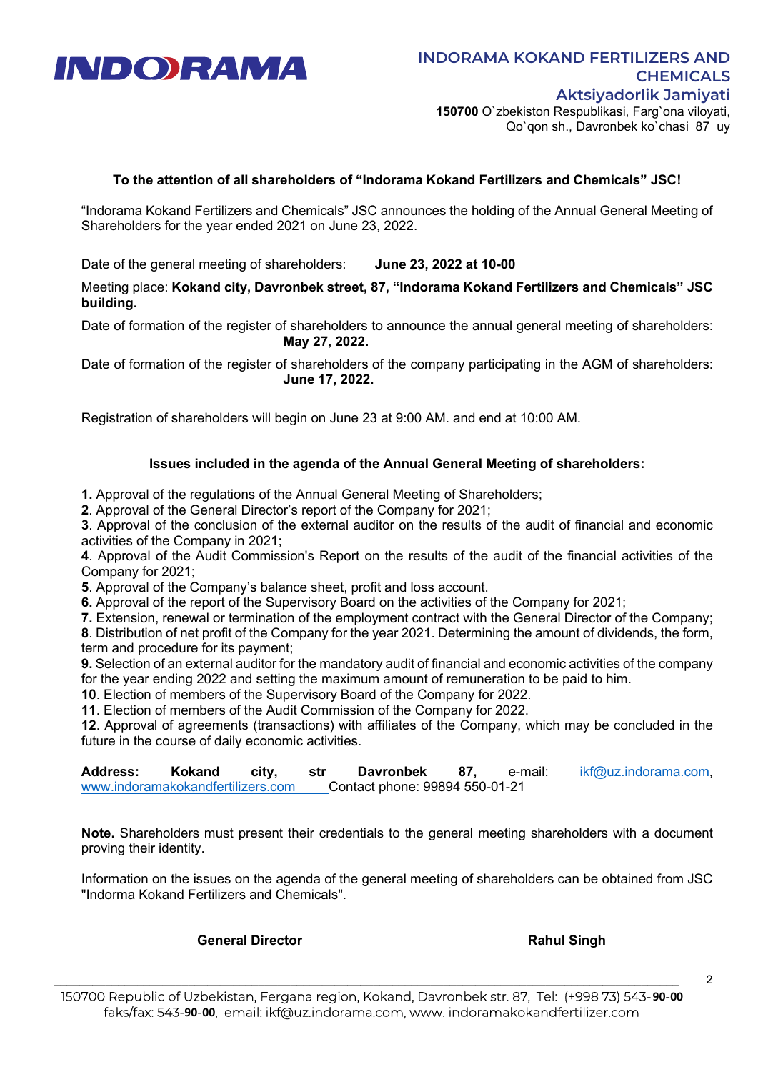**INDORAMA KOKAND FERTILIZERS AND CHEMICALS**
**Aktsiyadorlik Jamiyati**

**150700** O`zbekiston Respublikasi, Farg`ona viloyati, Qo`qon sh., Davronbek ko`chasi 87 uy

### To the attention of all shareholders of "Indorama Kokand Fertilizers and Chemicals" JSC!

"Indorama Kokand Fertilizers and Chemicals" JSC announces the holding of the Annual General Meeting of Shareholders for the year ended 2021 on June 23, 2022.

Date of the general meeting of shareholders: **June 23, 2022 at 10-00**

Meeting place: **Kokand city, Davronbek street, 87, "Indorama Kokand Fertilizers and Chemicals" JSC building.**

Date of formation of the register of shareholders to announce the annual general meeting of shareholders: **May 27, 2022.**

Date of formation of the register of shareholders of the company participating in the AGM of shareholders: **June 17, 2022.**

Registration of shareholders will begin on June 23 at 9:00 AM. and end at 10:00 AM.

### Issues included in the agenda of the Annual General Meeting of shareholders:

**1.** Approval of the regulations of the Annual General Meeting of Shareholders;
**2**. Approval of the General Director's report of the Company for 2021;
**3**. Approval of the conclusion of the external auditor on the results of the audit of financial and economic activities of the Company in 2021;
**4**. Approval of the Audit Commission's Report on the results of the audit of the financial activities of the Company for 2021;
**5**. Approval of the Company's balance sheet, profit and loss account.
**6.** Approval of the report of the Supervisory Board on the activities of the Company for 2021;
**7.** Extension, renewal or termination of the employment contract with the General Director of the Company;
**8**. Distribution of net profit of the Company for the year 2021. Determining the amount of dividends, the form, term and procedure for its payment;
**9.** Selection of an external auditor for the mandatory audit of financial and economic activities of the company for the year ending 2022 and setting the maximum amount of remuneration to be paid to him.
**10**. Election of members of the Supervisory Board of the Company for 2022.
**11**. Election of members of the Audit Commission of the Company for 2022.
**12**. Approval of agreements (transactions) with affiliates of the Company, which may be concluded in the future in the course of daily economic activities.

**Address: Kokand city, str Davronbek 87,** e-mail: ikf@uz.indorama.com, www.indoramakokandfertilizers.com Contact phone: 99894 550-01-21

**Note.** Shareholders must present their credentials to the general meeting shareholders with a document proving their identity.

Information on the issues on the agenda of the general meeting of shareholders can be obtained from JSC "Indorma Kokand Fertilizers and Chemicals".

**General Director** **Rahul Singh**

150700 Republic of Uzbekistan, Fergana region, Kokand, Davronbek str. 87, Tel: (+998 73) 543-**90**-**00**
faks/fax: 543-**90**-**00**, email: ikf@uz.indorama.com, www. indoramakokandfertilizer.com